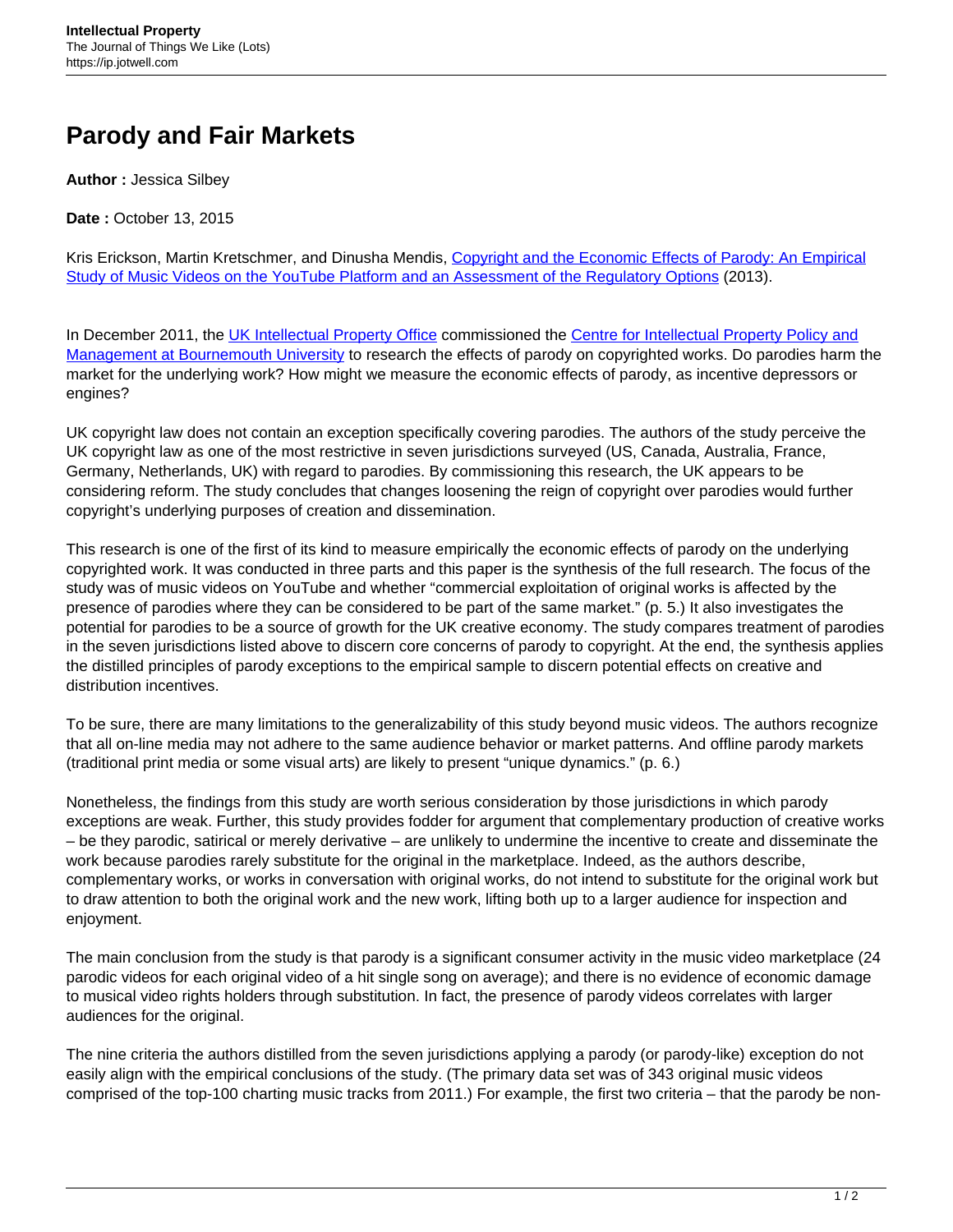# Parody and Fair Markets

**Author :** Jessica Silbey

**Date :** October 13, 2015

Kris Erickson, Martin Kretschmer, and Dinusha Mendis, Copyright and the Economic Effects of Parody: An Empirical Study of Music Videos on the YouTube Platform and an Assessment of the Regulatory Options (2013).

In December 2011, the UK Intellectual Property Office commissioned the Centre for Intellectual Property Policy and Management at Bournemouth University to research the effects of parody on copyrighted works. Do parodies harm the market for the underlying work? How might we measure the economic effects of parody, as incentive depressors or engines?

UK copyright law does not contain an exception specifically covering parodies. The authors of the study perceive the UK copyright law as one of the most restrictive in seven jurisdictions surveyed (US, Canada, Australia, France, Germany, Netherlands, UK) with regard to parodies. By commissioning this research, the UK appears to be considering reform. The study concludes that changes loosening the reign of copyright over parodies would further copyright's underlying purposes of creation and dissemination.

This research is one of the first of its kind to measure empirically the economic effects of parody on the underlying copyrighted work. It was conducted in three parts and this paper is the synthesis of the full research. The focus of the study was of music videos on YouTube and whether "commercial exploitation of original works is affected by the presence of parodies where they can be considered to be part of the same market." (p. 5.) It also investigates the potential for parodies to be a source of growth for the UK creative economy. The study compares treatment of parodies in the seven jurisdictions listed above to discern core concerns of parody to copyright. At the end, the synthesis applies the distilled principles of parody exceptions to the empirical sample to discern potential effects on creative and distribution incentives.

To be sure, there are many limitations to the generalizability of this study beyond music videos. The authors recognize that all on-line media may not adhere to the same audience behavior or market patterns. And offline parody markets (traditional print media or some visual arts) are likely to present "unique dynamics." (p. 6.)

Nonetheless, the findings from this study are worth serious consideration by those jurisdictions in which parody exceptions are weak. Further, this study provides fodder for argument that complementary production of creative works – be they parodic, satirical or merely derivative – are unlikely to undermine the incentive to create and disseminate the work because parodies rarely substitute for the original in the marketplace. Indeed, as the authors describe, complementary works, or works in conversation with original works, do not intend to substitute for the original work but to draw attention to both the original work and the new work, lifting both up to a larger audience for inspection and enjoyment.

The main conclusion from the study is that parody is a significant consumer activity in the music video marketplace (24 parodic videos for each original video of a hit single song on average); and there is no evidence of economic damage to musical video rights holders through substitution. In fact, the presence of parody videos correlates with larger audiences for the original.

The nine criteria the authors distilled from the seven jurisdictions applying a parody (or parody-like) exception do not easily align with the empirical conclusions of the study. (The primary data set was of 343 original music videos comprised of the top-100 charting music tracks from 2011.) For example, the first two criteria – that the parody be non-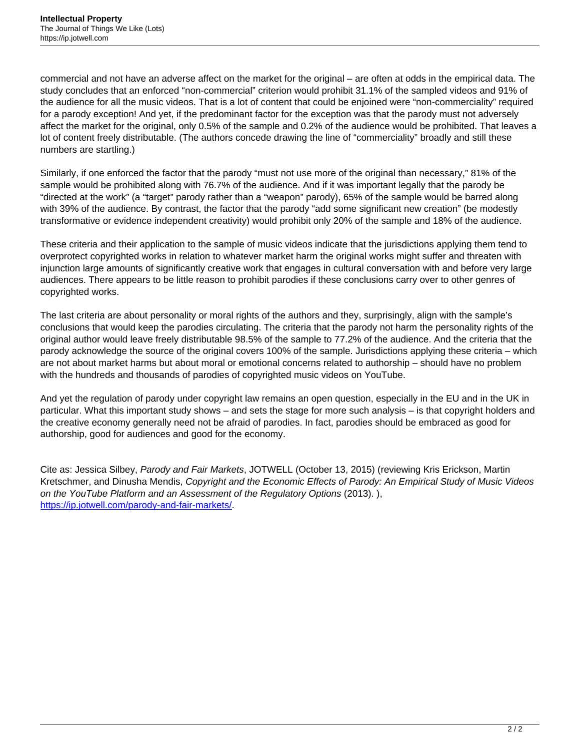commercial and not have an adverse affect on the market for the original – are often at odds in the empirical data. The study concludes that an enforced "non-commercial" criterion would prohibit 31.1% of the sampled videos and 91% of the audience for all the music videos. That is a lot of content that could be enjoined were "non-commerciality" required for a parody exception! And yet, if the predominant factor for the exception was that the parody must not adversely affect the market for the original, only 0.5% of the sample and 0.2% of the audience would be prohibited. That leaves a lot of content freely distributable. (The authors concede drawing the line of "commerciality" broadly and still these numbers are startling.)

Similarly, if one enforced the factor that the parody "must not use more of the original than necessary," 81% of the sample would be prohibited along with 76.7% of the audience. And if it was important legally that the parody be "directed at the work" (a "target" parody rather than a "weapon" parody), 65% of the sample would be barred along with 39% of the audience. By contrast, the factor that the parody "add some significant new creation" (be modestly transformative or evidence independent creativity) would prohibit only 20% of the sample and 18% of the audience.

These criteria and their application to the sample of music videos indicate that the jurisdictions applying them tend to overprotect copyrighted works in relation to whatever market harm the original works might suffer and threaten with injunction large amounts of significantly creative work that engages in cultural conversation with and before very large audiences. There appears to be little reason to prohibit parodies if these conclusions carry over to other genres of copyrighted works.

The last criteria are about personality or moral rights of the authors and they, surprisingly, align with the sample's conclusions that would keep the parodies circulating. The criteria that the parody not harm the personality rights of the original author would leave freely distributable 98.5% of the sample to 77.2% of the audience. And the criteria that the parody acknowledge the source of the original covers 100% of the sample. Jurisdictions applying these criteria – which are not about market harms but about moral or emotional concerns related to authorship – should have no problem with the hundreds and thousands of parodies of copyrighted music videos on YouTube.

And yet the regulation of parody under copyright law remains an open question, especially in the EU and in the UK in particular. What this important study shows – and sets the stage for more such analysis – is that copyright holders and the creative economy generally need not be afraid of parodies. In fact, parodies should be embraced as good for authorship, good for audiences and good for the economy.

Cite as: Jessica Silbey, *Parody and Fair Markets*, JOTWELL (October 13, 2015) (reviewing Kris Erickson, Martin Kretschmer, and Dinusha Mendis, *Copyright and the Economic Effects of Parody: An Empirical Study of Music Videos on the YouTube Platform and an Assessment of the Regulatory Options* (2013). ), https://ip.jotwell.com/parody-and-fair-markets/.